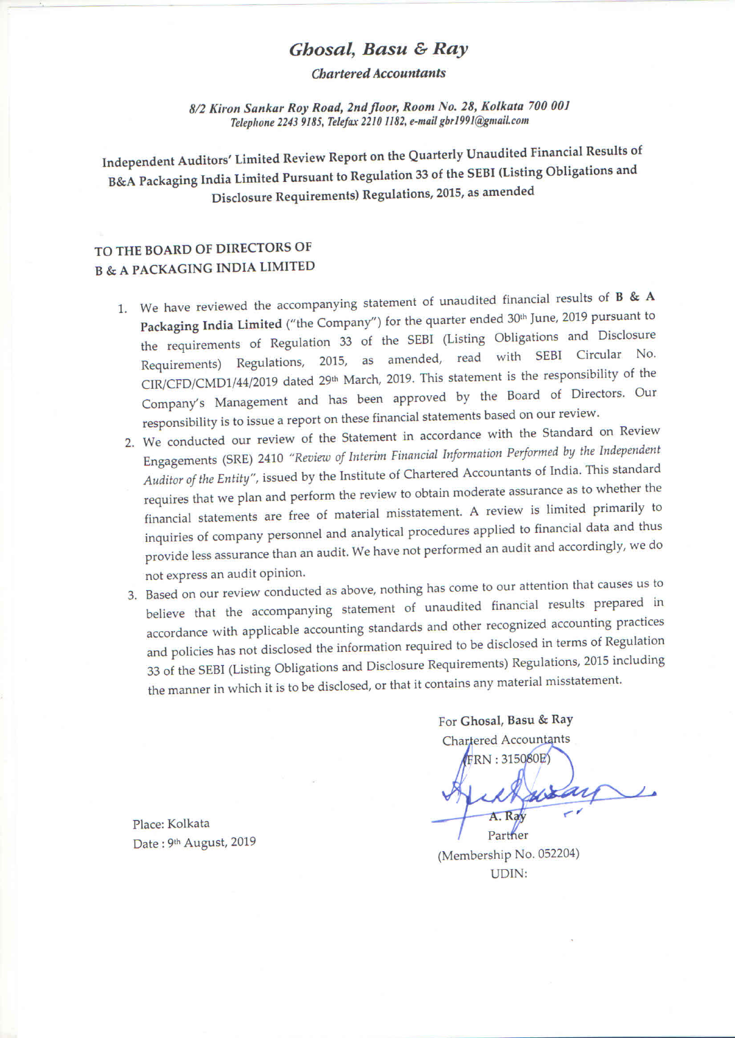# *Ghosal, Basu & Ray*

*Chartered Accountants*

*8/2 Kiron Sankar Roy Road, 2nd floor, Room No. 28, Kolkata 700 001*
*Telephone 2243 9185, Telefax 2210 1182, e-mail gbr1991@gmail.com*

## Independent Auditors' Limited Review Report on the Quarterly Unaudited Financial Results of B&A Packaging India Limited Pursuant to Regulation 33 of the SEBI (Listing Obligations and Disclosure Requirements) Regulations, 2015, as amended

TO THE BOARD OF DIRECTORS OF
B & A PACKAGING INDIA LIMITED

1. We have reviewed the accompanying statement of unaudited financial results of **B & A Packaging India Limited** ("the Company") for the quarter ended 30th June, 2019 pursuant to the requirements of Regulation 33 of the SEBI (Listing Obligations and Disclosure Requirements) Regulations, 2015, as amended, read with SEBI Circular No. CIR/CFD/CMD1/44/2019 dated 29th March, 2019. This statement is the responsibility of the Company's Management and has been approved by the Board of Directors. Our responsibility is to issue a report on these financial statements based on our review.
2. We conducted our review of the Statement in accordance with the Standard on Review Engagements (SRE) 2410 *"Review of Interim Financial Information Performed by the Independent Auditor of the Entity"*, issued by the Institute of Chartered Accountants of India. This standard requires that we plan and perform the review to obtain moderate assurance as to whether the financial statements are free of material misstatement. A review is limited primarily to inquiries of company personnel and analytical procedures applied to financial data and thus provide less assurance than an audit. We have not performed an audit and accordingly, we do not express an audit opinion.
3. Based on our review conducted as above, nothing has come to our attention that causes us to believe that the accompanying statement of unaudited financial results prepared in accordance with applicable accounting standards and other recognized accounting practices and policies has not disclosed the information required to be disclosed in terms of Regulation 33 of the SEBI (Listing Obligations and Disclosure Requirements) Regulations, 2015 including the manner in which it is to be disclosed, or that it contains any material misstatement.

For **Ghosal, Basu & Ray**
Chartered Accountants
(FRN : 315080E)

A. Ray
Partner
(Membership No. 052204)
UDIN:

Place: Kolkata
Date : 9th August, 2019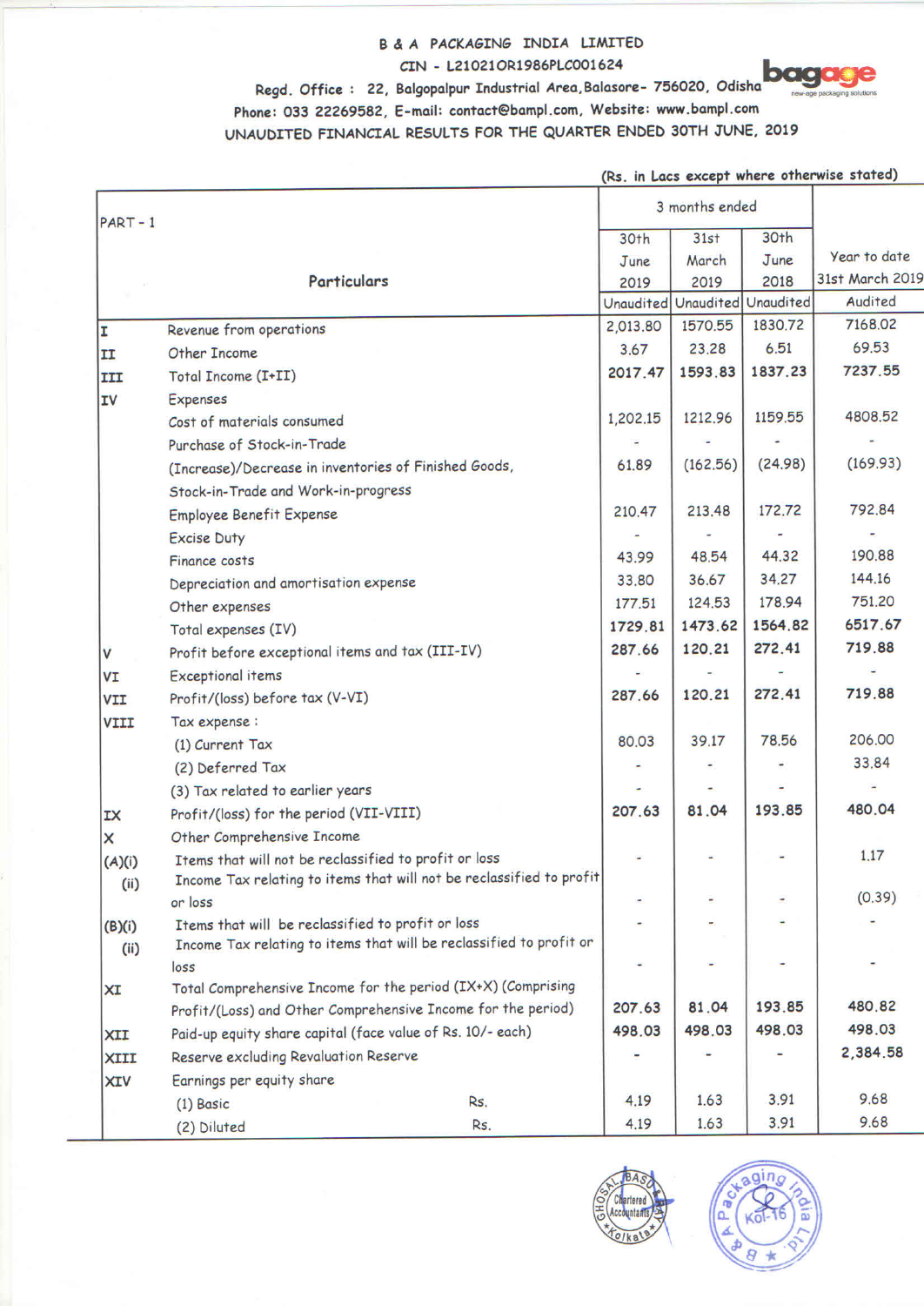# B & A PACKAGING INDIA LIMITED

CIN - L21021OR1986PLC001624

Regd. Office : 22, Balgopalpur Industrial Area, Balasore- 756020, Odisha

Phone: 033 22269582, E-mail: contact@bampl.com, Website: www.bampl.com

## UNAUDITED FINANCIAL RESULTS FOR THE QUARTER ENDED 30TH JUNE, 2019

(Rs. in Lacs except where otherwise stated)

| PART - 1 | Particulars | 3 months ended | | | Year to date |
|---|---|---|---|---|---|
| | | 30th June 2019 | 31st March 2019 | 30th June 2018 | 31st March 2019 |
| | | Unaudited | Unaudited | Unaudited | Audited |
| I | Revenue from operations | 2,013.80 | 1570.55 | 1830.72 | 7168.02 |
| II | Other Income | 3.67 | 23.28 | 6.51 | 69.53 |
| III | Total Income (I+II) | **2017.47** | **1593.83** | **1837.23** | **7237.55** |
| IV | Expenses | | | | |
| | Cost of materials consumed | 1,202.15 | 1212.96 | 1159.55 | 4808.52 |
| | Purchase of Stock-in-Trade | - | - | - | - |
| | (Increase)/Decrease in inventories of Finished Goods, Stock-in-Trade and Work-in-progress | 61.89 | (162.56) | (24.98) | (169.93) |
| | Employee Benefit Expense | 210.47 | 213.48 | 172.72 | 792.84 |
| | Excise Duty | - | - | - | - |
| | Finance costs | 43.99 | 48.54 | 44.32 | 190.88 |
| | Depreciation and amortisation expense | 33.80 | 36.67 | 34.27 | 144.16 |
| | Other expenses | 177.51 | 124.53 | 178.94 | 751.20 |
| | Total expenses (IV) | **1729.81** | **1473.62** | **1564.82** | **6517.67** |
| V | Profit before exceptional items and tax (III-IV) | **287.66** | **120.21** | **272.41** | **719.88** |
| VI | Exceptional items | - | - | - | - |
| VII | Profit/(loss) before tax (V-VI) | **287.66** | **120.21** | **272.41** | **719.88** |
| VIII | Tax expense : | | | | |
| | (1) Current Tax | 80.03 | 39.17 | 78.56 | 206.00 |
| | (2) Deferred Tax | - | - | - | 33.84 |
| | (3) Tax related to earlier years | - | - | - | - |
| IX | Profit/(loss) for the period (VII-VIII) | **207.63** | **81.04** | **193.85** | **480.04** |
| X | Other Comprehensive Income | | | | |
| (A)(i) | Items that will not be reclassified to profit or loss | - | - | - | 1.17 |
| (ii) | Income Tax relating to items that will not be reclassified to profit or loss | - | - | - | (0.39) |
| (B)(i) | Items that will be reclassified to profit or loss | - | - | - | - |
| (ii) | Income Tax relating to items that will be reclassified to profit or loss | - | - | - | - |
| XI | Total Comprehensive Income for the period (IX+X) (Comprising Profit/(Loss) and Other Comprehensive Income for the period) | **207.63** | **81.04** | **193.85** | **480.82** |
| XII | Paid-up equity share capital (face value of Rs. 10/- each) | **498.03** | **498.03** | **498.03** | **498.03** |
| XIII | Reserve excluding Revaluation Reserve | - | - | - | **2,384.58** |
| XIV | Earnings per equity share | | | | |
| | (1) Basic Rs. | 4.19 | 1.63 | 3.91 | 9.68 |
| | (2) Diluted Rs. | 4.19 | 1.63 | 3.91 | 9.68 |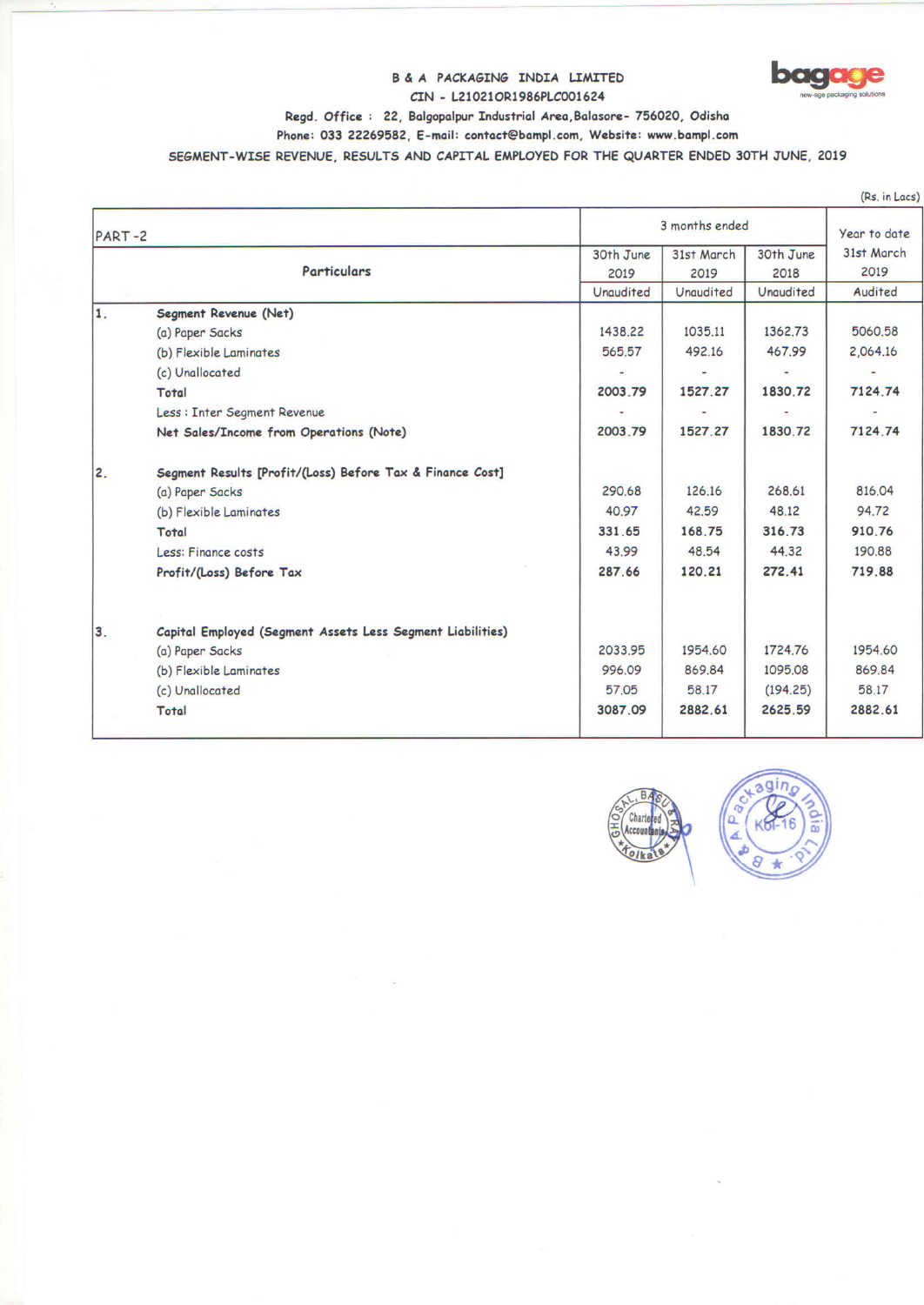**B & A PACKAGING INDIA LIMITED**

**CIN - L21021OR1986PLC001624**

**Regd. Office : 22, Balgopalpur Industrial Area, Balasore- 756020, Odisha**

**Phone: 033 22269582, E-mail: contact@bampl.com, Website: www.bampl.com**

**SEGMENT-WISE REVENUE, RESULTS AND CAPITAL EMPLOYED FOR THE QUARTER ENDED 30TH JUNE, 2019**

(Rs. in Lacs)

| PART -2 | | 3 months ended | | | Year to date |
|---|---|---|---|---|---|
| | **Particulars** | 30th June 2019 | 31st March 2019 | 30th June 2018 | 31st March 2019 |
| | | Unaudited | Unaudited | Unaudited | Audited |
| 1. | **Segment Revenue (Net)** | | | | |
| | (a) Paper Sacks | 1438.22 | 1035.11 | 1362.73 | 5060.58 |
| | (b) Flexible Laminates | 565.57 | 492.16 | 467.99 | 2,064.16 |
| | (c) Unallocated | - | - | - | - |
| | **Total** | **2003.79** | **1527.27** | **1830.72** | **7124.74** |
| | Less : Inter Segment Revenue | - | - | - | - |
| | **Net Sales/Income from Operations (Note)** | **2003.79** | **1527.27** | **1830.72** | **7124.74** |
| 2. | **Segment Results [Profit/(Loss) Before Tax & Finance Cost]** | | | | |
| | (a) Paper Sacks | 290.68 | 126.16 | 268.61 | 816.04 |
| | (b) Flexible Laminates | 40.97 | 42.59 | 48.12 | 94.72 |
| | **Total** | **331.65** | **168.75** | **316.73** | **910.76** |
| | Less: Finance costs | 43.99 | 48.54 | 44.32 | 190.88 |
| | **Profit/(Loss) Before Tax** | **287.66** | **120.21** | **272.41** | **719.88** |
| 3. | **Capital Employed (Segment Assets Less Segment Liabilities)** | | | | |
| | (a) Paper Sacks | 2033.95 | 1954.60 | 1724.76 | 1954.60 |
| | (b) Flexible Laminates | 996.09 | 869.84 | 1095.08 | 869.84 |
| | (c) Unallocated | 57.05 | 58.17 | (194.25) | 58.17 |
| | **Total** | **3087.09** | **2882.61** | **2625.59** | **2882.61** |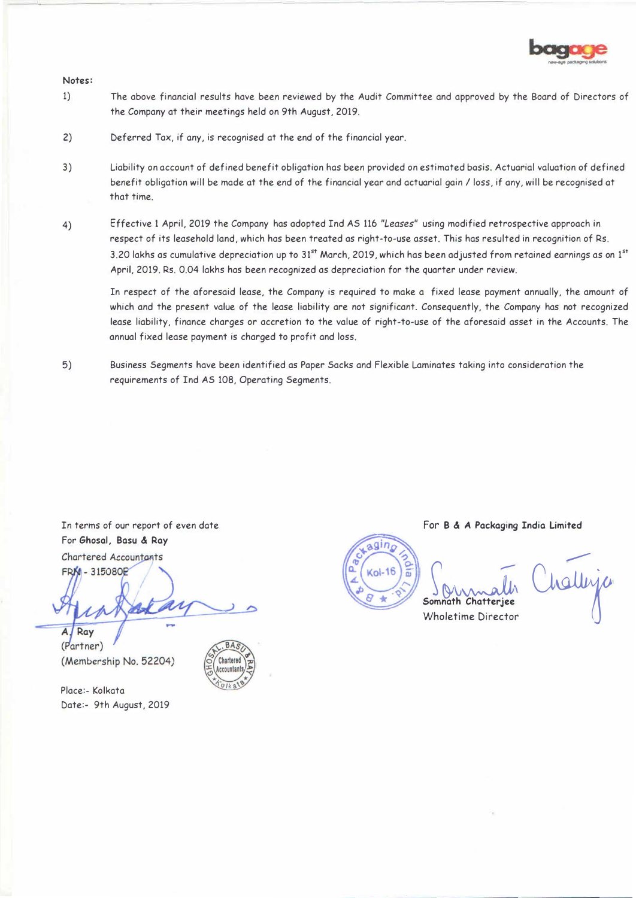**Notes:**

1) The above financial results have been reviewed by the Audit Committee and approved by the Board of Directors of the Company at their meetings held on 9th August, 2019.

2) Deferred Tax, if any, is recognised at the end of the financial year.

3) Liability on account of defined benefit obligation has been provided on estimated basis. Actuarial valuation of defined benefit obligation will be made at the end of the financial year and actuarial gain / loss, if any, will be recognised at that time.

4) Effective 1 April, 2019 the Company has adopted Ind AS 116 *"Leases"* using modified retrospective approach in respect of its leasehold land, which has been treated as right-to-use asset. This has resulted in recognition of Rs. 3.20 lakhs as cumulative depreciation up to 31st March, 2019, which has been adjusted from retained earnings as on 1st April, 2019. Rs. 0.04 lakhs has been recognized as depreciation for the quarter under review.

   In respect of the aforesaid lease, the Company is required to make a fixed lease payment annually, the amount of which and the present value of the lease liability are not significant. Consequently, the Company has not recognized lease liability, finance charges or accretion to the value of right-to-use of the aforesaid asset in the Accounts. The annual fixed lease payment is charged to profit and loss.

5) Business Segments have been identified as Paper Sacks and Flexible Laminates taking into consideration the requirements of Ind AS 108, Operating Segments.

In terms of our report of even date
For **Ghosal, Basu & Ray**
Chartered Accountants
FRN - 315080E

A. Ray
(Partner)
(Membership No. 52204)

Place:- Kolkata
Date:- 9th August, 2019

For **B & A Packaging India Limited**

**Somnath Chatterjee**
Wholetime Director